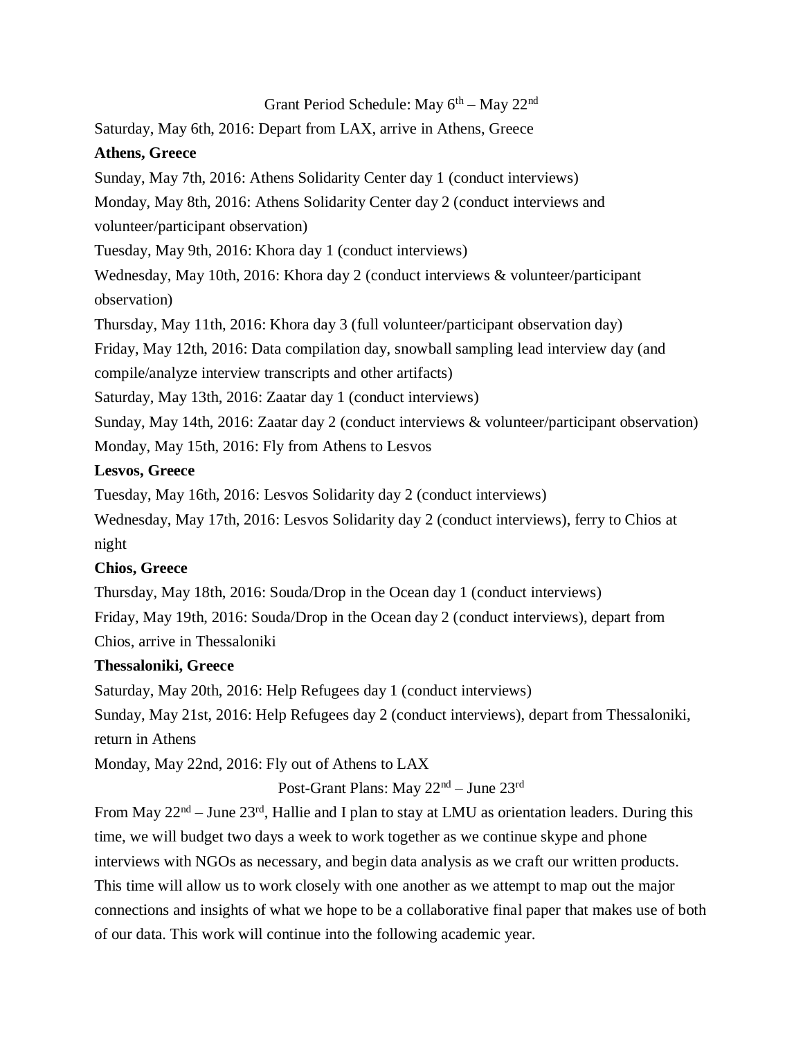## Grant Period Schedule: May 6th – May 22nd

Saturday, May 6th, 2016: Depart from LAX, arrive in Athens, Greece

**Athens, Greece**

Sunday, May 7th, 2016: Athens Solidarity Center day 1 (conduct interviews)

Monday, May 8th, 2016: Athens Solidarity Center day 2 (conduct interviews and volunteer/participant observation)

Tuesday, May 9th, 2016: Khora day 1 (conduct interviews)

Wednesday, May 10th, 2016: Khora day 2 (conduct interviews & volunteer/participant observation)

Thursday, May 11th, 2016: Khora day 3 (full volunteer/participant observation day)

Friday, May 12th, 2016: Data compilation day, snowball sampling lead interview day (and compile/analyze interview transcripts and other artifacts)

Saturday, May 13th, 2016: Zaatar day 1 (conduct interviews)

Sunday, May 14th, 2016: Zaatar day 2 (conduct interviews & volunteer/participant observation)

Monday, May 15th, 2016: Fly from Athens to Lesvos

**Lesvos, Greece**

Tuesday, May 16th, 2016: Lesvos Solidarity day 2 (conduct interviews)

Wednesday, May 17th, 2016: Lesvos Solidarity day 2 (conduct interviews), ferry to Chios at night

**Chios, Greece**

Thursday, May 18th, 2016: Souda/Drop in the Ocean day 1 (conduct interviews)

Friday, May 19th, 2016: Souda/Drop in the Ocean day 2 (conduct interviews), depart from Chios, arrive in Thessaloniki

**Thessaloniki, Greece**

Saturday, May 20th, 2016: Help Refugees day 1 (conduct interviews)

Sunday, May 21st, 2016: Help Refugees day 2 (conduct interviews), depart from Thessaloniki, return in Athens

Monday, May 22nd, 2016: Fly out of Athens to LAX

## Post-Grant Plans: May 22nd – June 23rd

From May 22nd – June 23rd, Hallie and I plan to stay at LMU as orientation leaders. During this time, we will budget two days a week to work together as we continue skype and phone interviews with NGOs as necessary, and begin data analysis as we craft our written products. This time will allow us to work closely with one another as we attempt to map out the major connections and insights of what we hope to be a collaborative final paper that makes use of both of our data. This work will continue into the following academic year.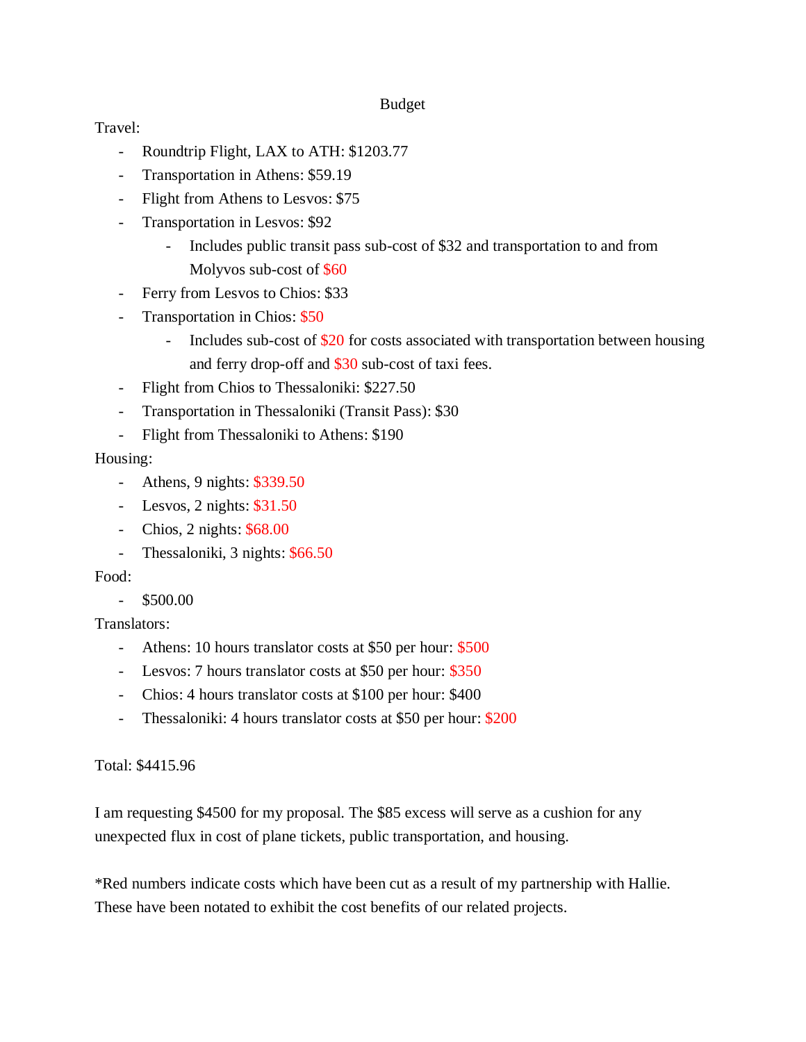# Budget

Travel:

- Roundtrip Flight, LAX to ATH: $1203.77
- Transportation in Athens: $59.19
- Flight from Athens to Lesvos: $75
- Transportation in Lesvos: $92
  - Includes public transit pass sub-cost of $32 and transportation to and from Molyvos sub-cost of $60
- Ferry from Lesvos to Chios: $33
- Transportation in Chios: $50
  - Includes sub-cost of $20 for costs associated with transportation between housing and ferry drop-off and $30 sub-cost of taxi fees.
- Flight from Chios to Thessaloniki: $227.50
- Transportation in Thessaloniki (Transit Pass): $30
- Flight from Thessaloniki to Athens: $190

Housing:

- Athens, 9 nights: $339.50
- Lesvos, 2 nights: $31.50
- Chios, 2 nights: $68.00
- Thessaloniki, 3 nights: $66.50

Food:

- $500.00

Translators:

- Athens: 10 hours translator costs at $50 per hour: $500
- Lesvos: 7 hours translator costs at $50 per hour: $350
- Chios: 4 hours translator costs at $100 per hour: $400
- Thessaloniki: 4 hours translator costs at $50 per hour: $200

Total: $4415.96

I am requesting $4500 for my proposal. The $85 excess will serve as a cushion for any unexpected flux in cost of plane tickets, public transportation, and housing.

*Red numbers indicate costs which have been cut as a result of my partnership with Hallie. These have been notated to exhibit the cost benefits of our related projects.